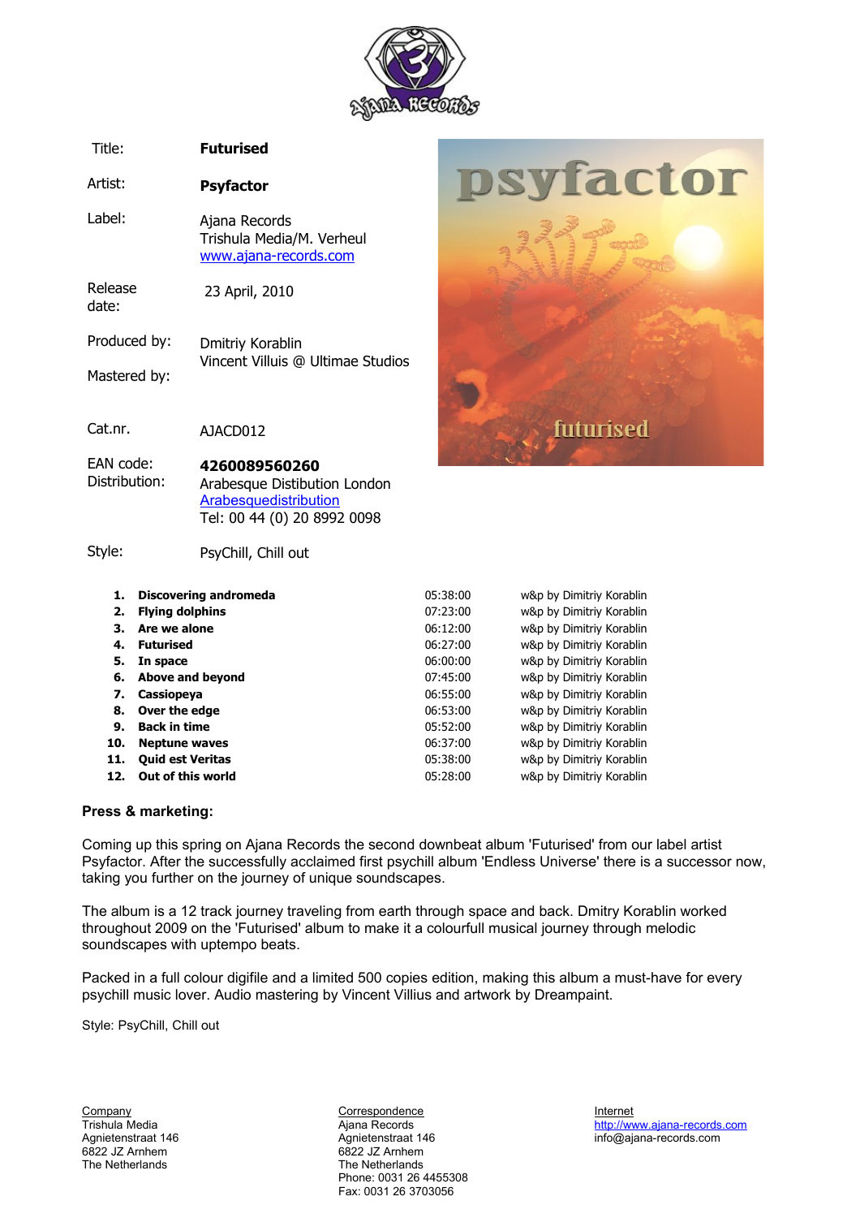| | |
|---|---|
| Title: | **Futurised** |
| Artist: | **Psyfactor** |
| Label: | Ajana Records<br>Trishula Media/M. Verheul<br>www.ajana-records.com |
| Release date: | 23 April, 2010 |
| Produced by: | Dmitriy Korablin |
| Mastered by: | Vincent Villuis @ Ultimae Studios |
| Cat.nr. | AJACD012 |
| EAN code: | **4260089560260** |
| Distribution: | Arabesque Distibution London<br>Arabesquedistribution<br>Tel: 00 44 (0) 20 8992 0098 |
| Style: | PsyChill, Chill out |

| | | | |
|---|---|---|---|
| **1.** | **Discovering andromeda** | 05:38:00 | w&p by Dimitriy Korablin |
| **2.** | **Flying dolphins** | 07:23:00 | w&p by Dimitriy Korablin |
| **3.** | **Are we alone** | 06:12:00 | w&p by Dimitriy Korablin |
| **4.** | **Futurised** | 06:27:00 | w&p by Dimitriy Korablin |
| **5.** | **In space** | 06:00:00 | w&p by Dimitriy Korablin |
| **6.** | **Above and beyond** | 07:45:00 | w&p by Dimitriy Korablin |
| **7.** | **Cassiopeya** | 06:55:00 | w&p by Dimitriy Korablin |
| **8.** | **Over the edge** | 06:53:00 | w&p by Dimitriy Korablin |
| **9.** | **Back in time** | 05:52:00 | w&p by Dimitriy Korablin |
| **10.** | **Neptune waves** | 06:37:00 | w&p by Dimitriy Korablin |
| **11.** | **Quid est Veritas** | 05:38:00 | w&p by Dimitriy Korablin |
| **12.** | **Out of this world** | 05:28:00 | w&p by Dimitriy Korablin |

**Press & marketing:**

Coming up this spring on Ajana Records the second downbeat album 'Futurised' from our label artist Psyfactor. After the successfully acclaimed first psychill album 'Endless Universe' there is a successor now, taking you further on the journey of unique soundscapes.

The album is a 12 track journey traveling from earth through space and back. Dmitry Korablin worked throughout 2009 on the 'Futurised' album to make it a colourfull musical journey through melodic soundscapes with uptempo beats.

Packed in a full colour digifile and a limited 500 copies edition, making this album a must-have for every psychill music lover. Audio mastering by Vincent Villius and artwork by Dreampaint.

Style: PsyChill, Chill out

Company
Trishula Media
Agnietenstraat 146
6822 JZ Arnhem
The Netherlands

Correspondence
Ajana Records
Agnietenstraat 146
6822 JZ Arnhem
The Netherlands
Phone: 0031 26 4455308
Fax: 0031 26 3703056

Internet
http://www.ajana-records.com
info@ajana-records.com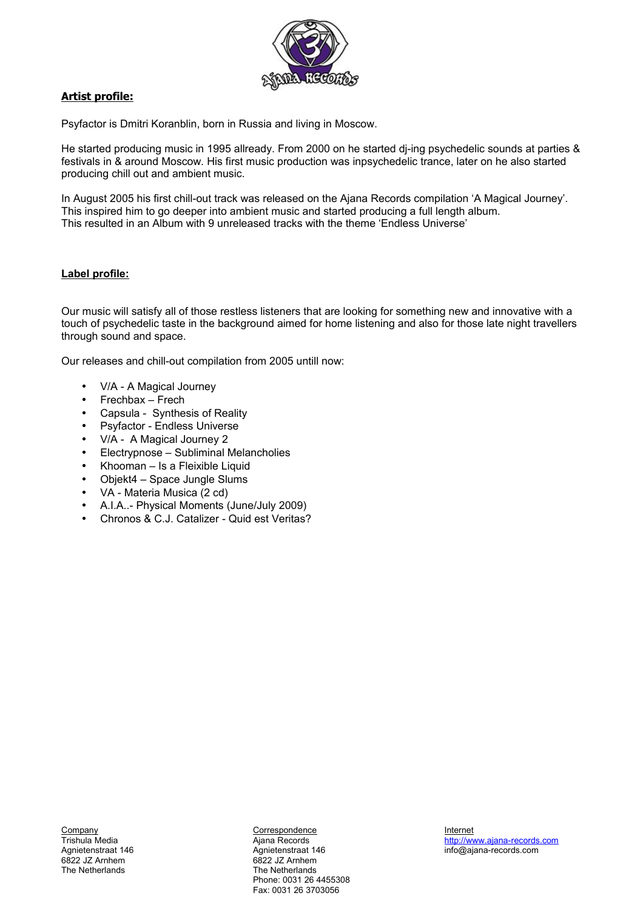**Artist profile:**

Psyfactor is Dmitri Koranblin, born in Russia and living in Moscow.

He started producing music in 1995 allready. From 2000 on he started dj-ing psychedelic sounds at parties & festivals in & around Moscow. His first music production was inpsychedelic trance, later on he also started producing chill out and ambient music.

In August 2005 his first chill-out track was released on the Ajana Records compilation 'A Magical Journey'. This inspired him to go deeper into ambient music and started producing a full length album. This resulted in an Album with 9 unreleased tracks with the theme 'Endless Universe'

**Label profile:**

Our music will satisfy all of those restless listeners that are looking for something new and innovative with a touch of psychedelic taste in the background aimed for home listening and also for those late night travellers through sound and space.

Our releases and chill-out compilation from 2005 untill now:

- V/A - A Magical Journey
- Frechbax – Frech
- Capsula - Synthesis of Reality
- Psyfactor - Endless Universe
- V/A - A Magical Journey 2
- Electrypnose – Subliminal Melancholies
- Khooman – Is a Fleixible Liquid
- Objekt4 – Space Jungle Slums
- VA - Materia Musica (2 cd)
- A.I.A..- Physical Moments (June/July 2009)
- Chronos & C.J. Catalizer - Quid est Veritas?

Company
Trishula Media
Agnietenstraat 146
6822 JZ Arnhem
The Netherlands

Correspondence
Ajana Records
Agnietenstraat 146
6822 JZ Arnhem
The Netherlands
Phone: 0031 26 4455308
Fax: 0031 26 3703056

Internet
http://www.ajana-records.com
info@ajana-records.com